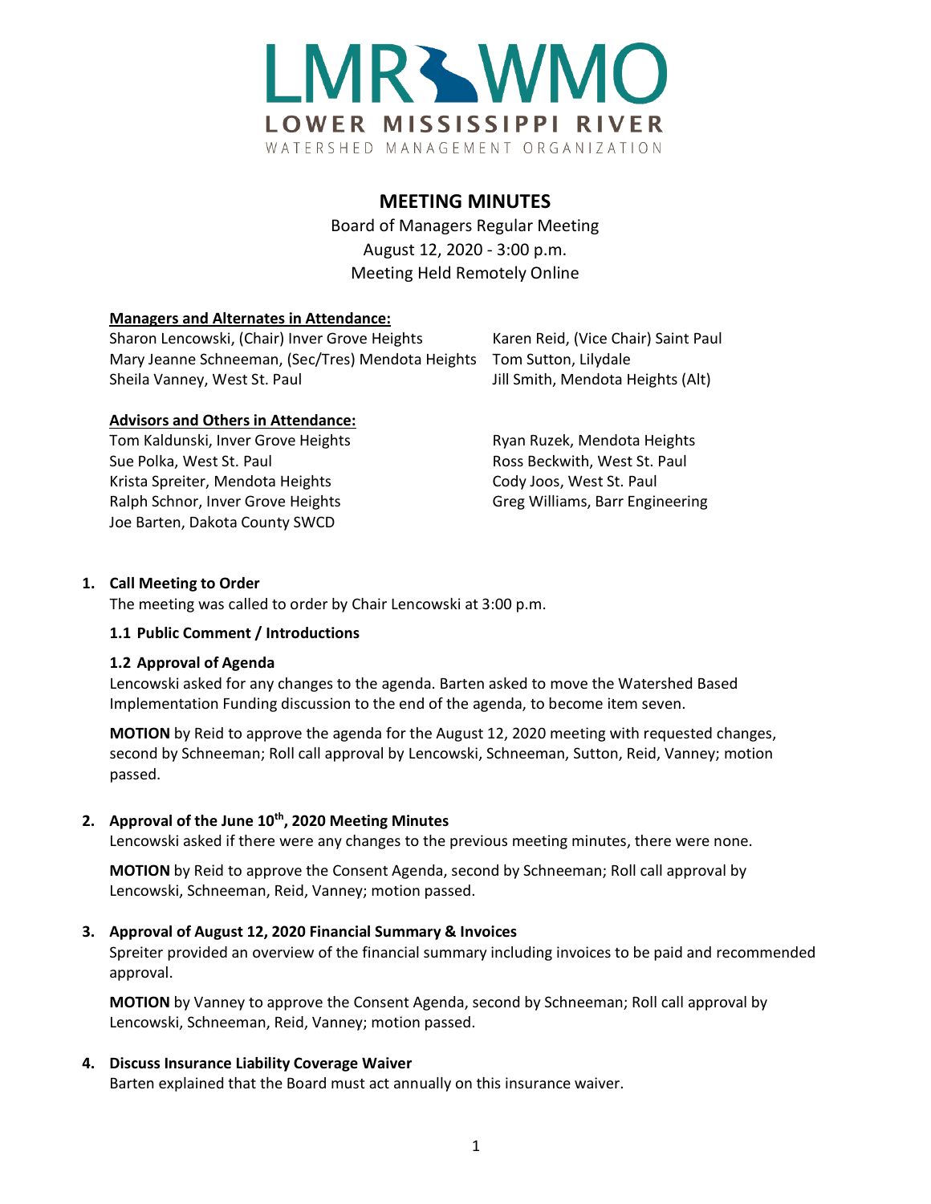LMR WMO
LOWER MISSISSIPPI RIVER
WATERSHED MANAGEMENT ORGANIZATION

# MEETING MINUTES

Board of Managers Regular Meeting
August 12, 2020 - 3:00 p.m.
Meeting Held Remotely Online

**Managers and Alternates in Attendance:**

Sharon Lencowski, (Chair) Inver Grove Heights
Karen Reid, (Vice Chair) Saint Paul
Mary Jeanne Schneeman, (Sec/Tres) Mendota Heights
Tom Sutton, Lilydale
Sheila Vanney, West St. Paul
Jill Smith, Mendota Heights (Alt)

**Advisors and Others in Attendance:**

Tom Kaldunski, Inver Grove Heights
Ryan Ruzek, Mendota Heights
Sue Polka, West St. Paul
Ross Beckwith, West St. Paul
Krista Spreiter, Mendota Heights
Cody Joos, West St. Paul
Ralph Schnor, Inver Grove Heights
Greg Williams, Barr Engineering
Joe Barten, Dakota County SWCD

**1. Call Meeting to Order**

The meeting was called to order by Chair Lencowski at 3:00 p.m.

**1.1 Public Comment / Introductions**

**1.2 Approval of Agenda**

Lencowski asked for any changes to the agenda. Barten asked to move the Watershed Based Implementation Funding discussion to the end of the agenda, to become item seven.

**MOTION** by Reid to approve the agenda for the August 12, 2020 meeting with requested changes, second by Schneeman; Roll call approval by Lencowski, Schneeman, Sutton, Reid, Vanney; motion passed.

**2. Approval of the June 10th, 2020 Meeting Minutes**

Lencowski asked if there were any changes to the previous meeting minutes, there were none.

**MOTION** by Reid to approve the Consent Agenda, second by Schneeman; Roll call approval by Lencowski, Schneeman, Reid, Vanney; motion passed.

**3. Approval of August 12, 2020 Financial Summary & Invoices**

Spreiter provided an overview of the financial summary including invoices to be paid and recommended approval.

**MOTION** by Vanney to approve the Consent Agenda, second by Schneeman; Roll call approval by Lencowski, Schneeman, Reid, Vanney; motion passed.

**4. Discuss Insurance Liability Coverage Waiver**

Barten explained that the Board must act annually on this insurance waiver.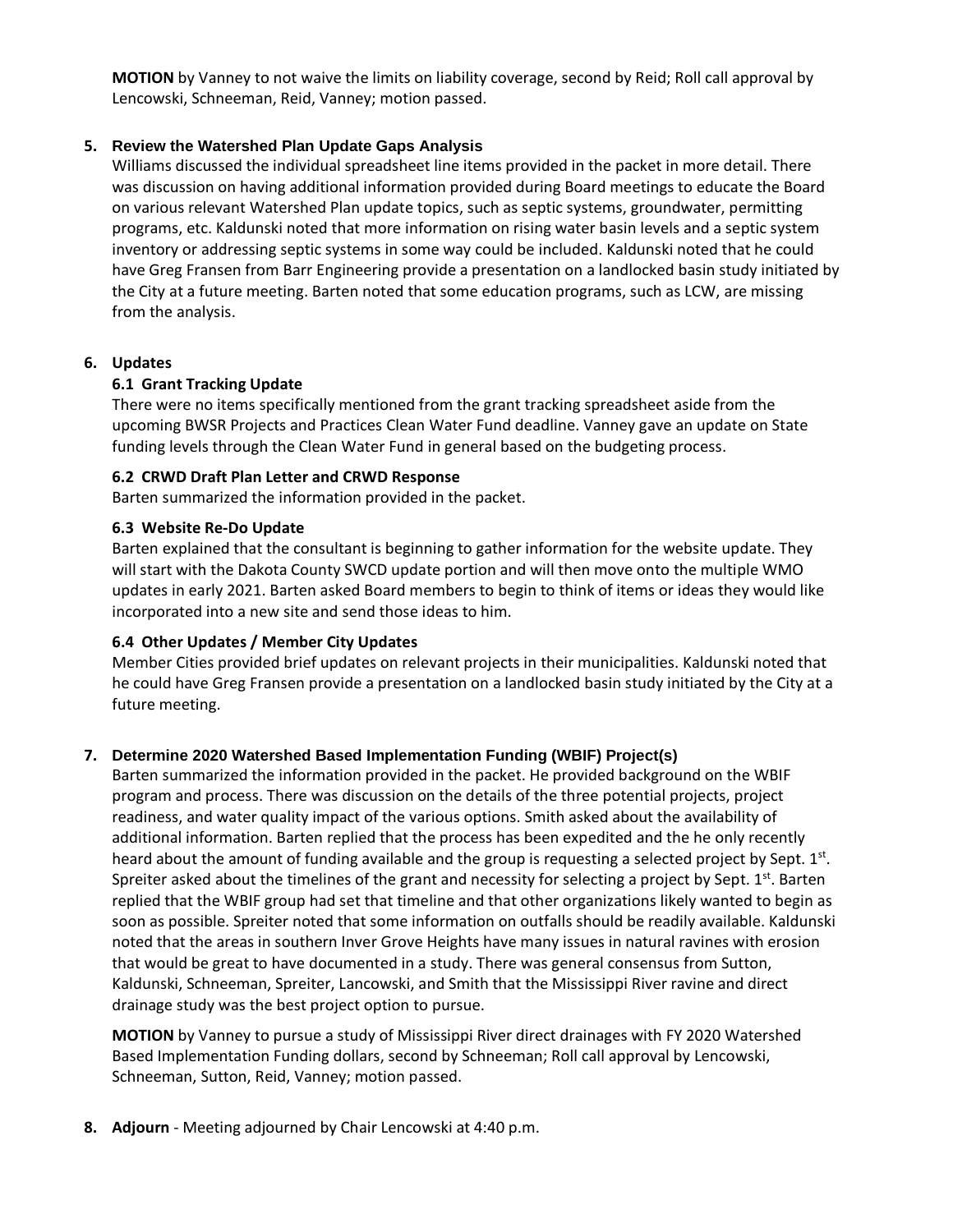**MOTION** by Vanney to not waive the limits on liability coverage, second by Reid; Roll call approval by Lencowski, Schneeman, Reid, Vanney; motion passed.

**5. Review the Watershed Plan Update Gaps Analysis**

Williams discussed the individual spreadsheet line items provided in the packet in more detail. There was discussion on having additional information provided during Board meetings to educate the Board on various relevant Watershed Plan update topics, such as septic systems, groundwater, permitting programs, etc. Kaldunski noted that more information on rising water basin levels and a septic system inventory or addressing septic systems in some way could be included. Kaldunski noted that he could have Greg Fransen from Barr Engineering provide a presentation on a landlocked basin study initiated by the City at a future meeting. Barten noted that some education programs, such as LCW, are missing from the analysis.

**6. Updates**

**6.1 Grant Tracking Update**

There were no items specifically mentioned from the grant tracking spreadsheet aside from the upcoming BWSR Projects and Practices Clean Water Fund deadline. Vanney gave an update on State funding levels through the Clean Water Fund in general based on the budgeting process.

**6.2 CRWD Draft Plan Letter and CRWD Response**

Barten summarized the information provided in the packet.

**6.3 Website Re-Do Update**

Barten explained that the consultant is beginning to gather information for the website update. They will start with the Dakota County SWCD update portion and will then move onto the multiple WMO updates in early 2021. Barten asked Board members to begin to think of items or ideas they would like incorporated into a new site and send those ideas to him.

**6.4 Other Updates / Member City Updates**

Member Cities provided brief updates on relevant projects in their municipalities. Kaldunski noted that he could have Greg Fransen provide a presentation on a landlocked basin study initiated by the City at a future meeting.

**7. Determine 2020 Watershed Based Implementation Funding (WBIF) Project(s)**

Barten summarized the information provided in the packet. He provided background on the WBIF program and process. There was discussion on the details of the three potential projects, project readiness, and water quality impact of the various options. Smith asked about the availability of additional information. Barten replied that the process has been expedited and the he only recently heard about the amount of funding available and the group is requesting a selected project by Sept. 1st. Spreiter asked about the timelines of the grant and necessity for selecting a project by Sept. 1st. Barten replied that the WBIF group had set that timeline and that other organizations likely wanted to begin as soon as possible. Spreiter noted that some information on outfalls should be readily available. Kaldunski noted that the areas in southern Inver Grove Heights have many issues in natural ravines with erosion that would be great to have documented in a study. There was general consensus from Sutton, Kaldunski, Schneeman, Spreiter, Lancowski, and Smith that the Mississippi River ravine and direct drainage study was the best project option to pursue.

**MOTION** by Vanney to pursue a study of Mississippi River direct drainages with FY 2020 Watershed Based Implementation Funding dollars, second by Schneeman; Roll call approval by Lencowski, Schneeman, Sutton, Reid, Vanney; motion passed.

**8. Adjourn** - Meeting adjourned by Chair Lencowski at 4:40 p.m.